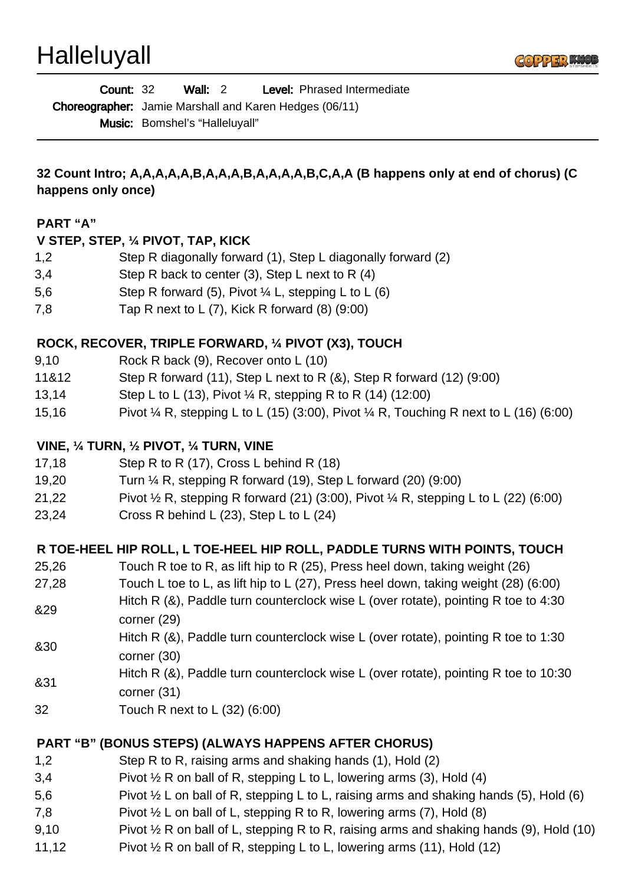# Halleluyall

**Count:** 32 **Wall:** 2 **Level:** Phrased Intermediate

**Choreographer:** Jamie Marshall and Karen Hedges (06/11)

**Music:** Bomshel's "Halleluyall"

---

**32 Count Intro; A,A,A,A,A,B,A,A,A,B,A,A,A,A,B,C,A,A (B happens only at end of chorus) (C happens only once)**

**PART "A"**

**V STEP, STEP, ¼ PIVOT, TAP, KICK**

| | |
|---|---|
| 1,2 | Step R diagonally forward (1), Step L diagonally forward (2) |
| 3,4 | Step R back to center (3), Step L next to R (4) |
| 5,6 | Step R forward (5), Pivot ¼ L, stepping L to L (6) |
| 7,8 | Tap R next to L (7), Kick R forward (8) (9:00) |

**ROCK, RECOVER, TRIPLE FORWARD, ¼ PIVOT (X3), TOUCH**

| | |
|---|---|
| 9,10 | Rock R back (9), Recover onto L (10) |
| 11&12 | Step R forward (11), Step L next to R (&), Step R forward (12) (9:00) |
| 13,14 | Step L to L (13), Pivot ¼ R, stepping R to R (14) (12:00) |
| 15,16 | Pivot ¼ R, stepping L to L (15) (3:00), Pivot ¼ R, Touching R next to L (16) (6:00) |

**VINE, ¼ TURN, ½ PIVOT, ¼ TURN, VINE**

| | |
|---|---|
| 17,18 | Step R to R (17), Cross L behind R (18) |
| 19,20 | Turn ¼ R, stepping R forward (19), Step L forward (20) (9:00) |
| 21,22 | Pivot ½ R, stepping R forward (21) (3:00), Pivot ¼ R, stepping L to L (22) (6:00) |
| 23,24 | Cross R behind L (23), Step L to L (24) |

**R TOE-HEEL HIP ROLL, L TOE-HEEL HIP ROLL, PADDLE TURNS WITH POINTS, TOUCH**

| | |
|---|---|
| 25,26 | Touch R toe to R, as lift hip to R (25), Press heel down, taking weight (26) |
| 27,28 | Touch L toe to L, as lift hip to L (27), Press heel down, taking weight (28) (6:00) |
| &29 | Hitch R (&), Paddle turn counterclock wise L (over rotate), pointing R toe to 4:30 corner (29) |
| &30 | Hitch R (&), Paddle turn counterclock wise L (over rotate), pointing R toe to 1:30 corner (30) |
| &31 | Hitch R (&), Paddle turn counterclock wise L (over rotate), pointing R toe to 10:30 corner (31) |
| 32 | Touch R next to L (32) (6:00) |

**PART "B" (BONUS STEPS) (ALWAYS HAPPENS AFTER CHORUS)**

| | |
|---|---|
| 1,2 | Step R to R, raising arms and shaking hands (1), Hold (2) |
| 3,4 | Pivot ½ R on ball of R, stepping L to L, lowering arms (3), Hold (4) |
| 5,6 | Pivot ½ L on ball of R, stepping L to L, raising arms and shaking hands (5), Hold (6) |
| 7,8 | Pivot ½ L on ball of L, stepping R to R, lowering arms (7), Hold (8) |
| 9,10 | Pivot ½ R on ball of L, stepping R to R, raising arms and shaking hands (9), Hold (10) |
| 11,12 | Pivot ½ R on ball of R, stepping L to L, lowering arms (11), Hold (12) |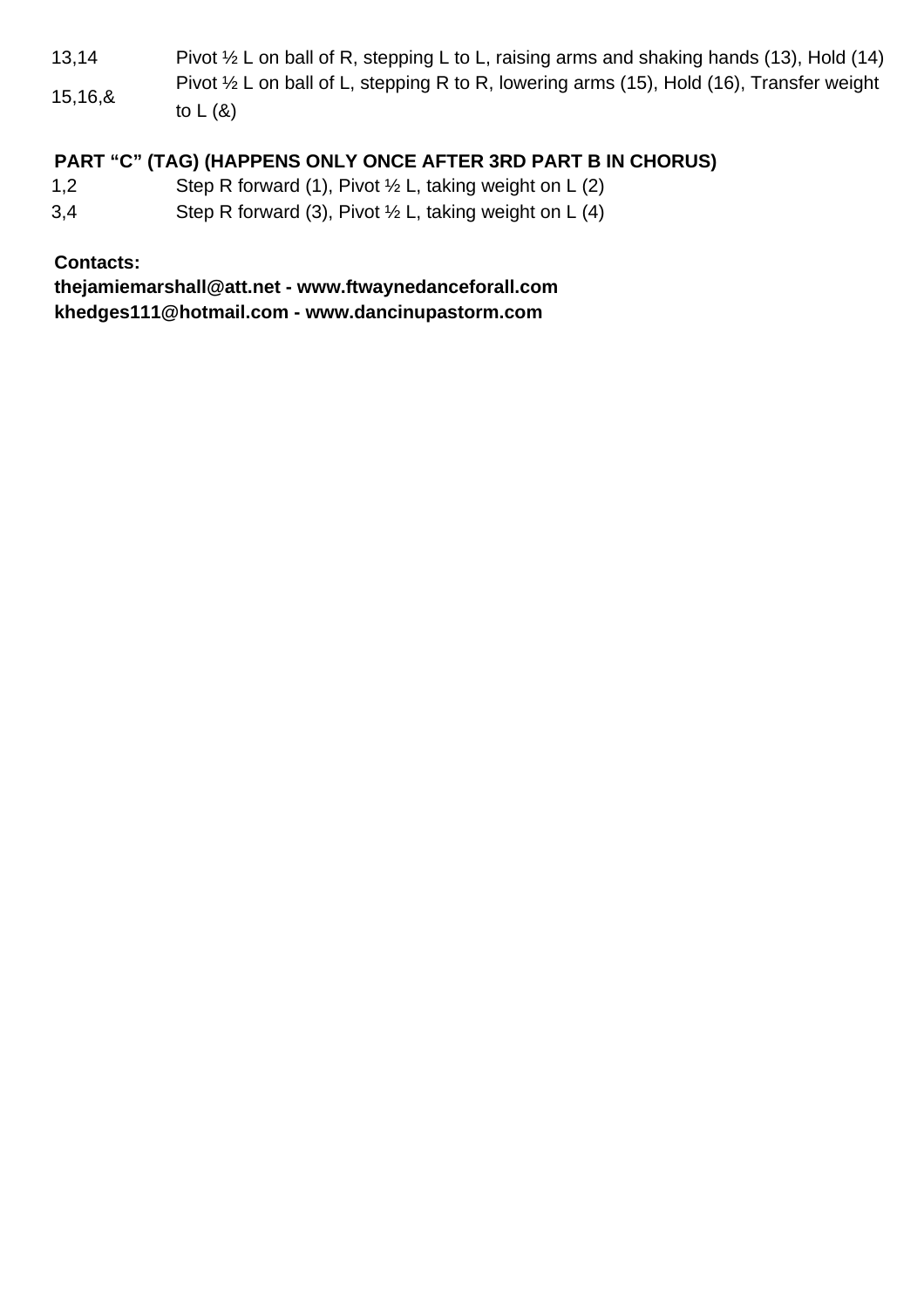| | |
|---|---|
| 13,14 | Pivot ½ L on ball of R, stepping L to L, raising arms and shaking hands (13), Hold (14) |
| 15,16,& | Pivot ½ L on ball of L, stepping R to R, lowering arms (15), Hold (16), Transfer weight to L (&) |

**PART "C" (TAG) (HAPPENS ONLY ONCE AFTER 3RD PART B IN CHORUS)**

| | |
|---|---|
| 1,2 | Step R forward (1), Pivot ½ L, taking weight on L (2) |
| 3,4 | Step R forward (3), Pivot ½ L, taking weight on L (4) |

**Contacts:**

**thejamiemarshall@att.net - www.ftwaynedanceforall.com**
**khedges111@hotmail.com - www.dancinupastorm.com**